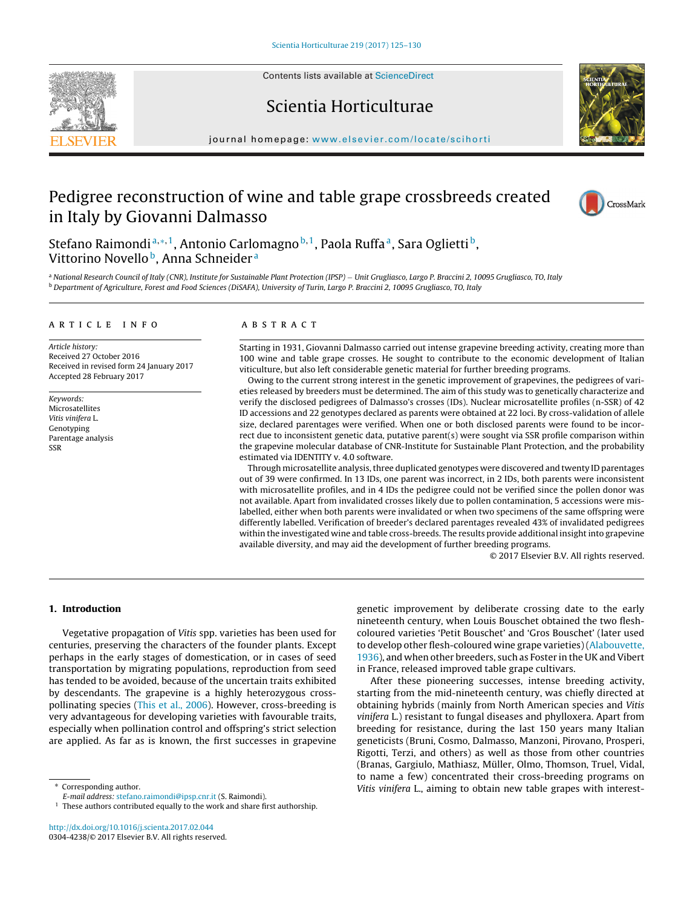# Pedigree reconstruction of wine and table grape crossbreeds created in Italy by Giovanni Dalmasso

Stefano Raimondi[a,*,1], Antonio Carlomagno[b,1], Paola Ruffa[a], Sara Oglietti[b], Vittorino Novello[b], Anna Schneider[a]

[a] National Research Council of Italy (CNR), Institute for Sustainable Plant Protection (IPSP) – Unit Grugliasco, Largo P. Braccini 2, 10095 Grugliasco, TO, Italy
[b] Department of Agriculture, Forest and Food Sciences (DiSAFA), University of Turin, Largo P. Braccini 2, 10095 Grugliasco, TO, Italy

## ARTICLE INFO

*Article history:*
Received 27 October 2016
Received in revised form 24 January 2017
Accepted 28 February 2017

*Keywords:*
Microsatellites
*Vitis vinifera* L.
Genotyping
Parentage analysis
SSR

## ABSTRACT

Starting in 1931, Giovanni Dalmasso carried out intense grapevine breeding activity, creating more than 100 wine and table grape crosses. He sought to contribute to the economic development of Italian viticulture, but also left considerable genetic material for further breeding programs.

Owing to the current strong interest in the genetic improvement of grapevines, the pedigrees of varieties released by breeders must be determined. The aim of this study was to genetically characterize and verify the disclosed pedigrees of Dalmasso's crosses (IDs). Nuclear microsatellite profiles (n-SSR) of 42 ID accessions and 22 genotypes declared as parents were obtained at 22 loci. By cross-validation of allele size, declared parentages were verified. When one or both disclosed parents were found to be incorrect due to inconsistent genetic data, putative parent(s) were sought via SSR profile comparison within the grapevine molecular database of CNR-Institute for Sustainable Plant Protection, and the probability estimated via IDENTITY v. 4.0 software.

Through microsatellite analysis, three duplicated genotypes were discovered and twenty ID parentages out of 39 were confirmed. In 13 IDs, one parent was incorrect, in 2 IDs, both parents were inconsistent with microsatellite profiles, and in 4 IDs the pedigree could not be verified since the pollen donor was not available. Apart from invalidated crosses likely due to pollen contamination, 5 accessions were mislabelled, either when both parents were invalidated or when two specimens of the same offspring were differently labelled. Verification of breeder's declared parentages revealed 43% of invalidated pedigrees within the investigated wine and table cross-breeds. The results provide additional insight into grapevine available diversity, and may aid the development of further breeding programs.

© 2017 Elsevier B.V. All rights reserved.

## 1. Introduction

Vegetative propagation of *Vitis* spp. varieties has been used for centuries, preserving the characters of the founder plants. Except perhaps in the early stages of domestication, or in cases of seed transportation by migrating populations, reproduction from seed has tended to be avoided, because of the uncertain traits exhibited by descendants. The grapevine is a highly heterozygous cross-pollinating species (This et al., 2006). However, cross-breeding is very advantageous for developing varieties with favourable traits, especially when pollination control and offspring's strict selection are applied. As far as is known, the first successes in grapevine genetic improvement by deliberate crossing date to the early nineteenth century, when Louis Bouschet obtained the two flesh-coloured varieties 'Petit Bouschet' and 'Gros Bouschet' (later used to develop other flesh-coloured wine grape varieties) (Alabouvette, 1936), and when other breeders, such as Foster in the UK and Vibert in France, released improved table grape cultivars.

After these pioneering successes, intense breeding activity, starting from the mid-nineteenth century, was chiefly directed at obtaining hybrids (mainly from North American species and *Vitis vinifera* L.) resistant to fungal diseases and phylloxera. Apart from breeding for resistance, during the last 150 years many Italian geneticists (Bruni, Cosmo, Dalmasso, Manzoni, Pirovano, Prosperi, Rigotti, Terzi, and others) as well as those from other countries (Branas, Gargiulo, Mathiasz, Müller, Olmo, Thomson, Truel, Vidal, to name a few) concentrated their cross-breeding programs on *Vitis vinifera* L., aiming to obtain new table grapes with interest-

---

* Corresponding author.
*E-mail address:* stefano.raimondi@ipsp.cnr.it (S. Raimondi).
[1] These authors contributed equally to the work and share first authorship.

http://dx.doi.org/10.1016/j.scienta.2017.02.044
0304-4238/© 2017 Elsevier B.V. All rights reserved.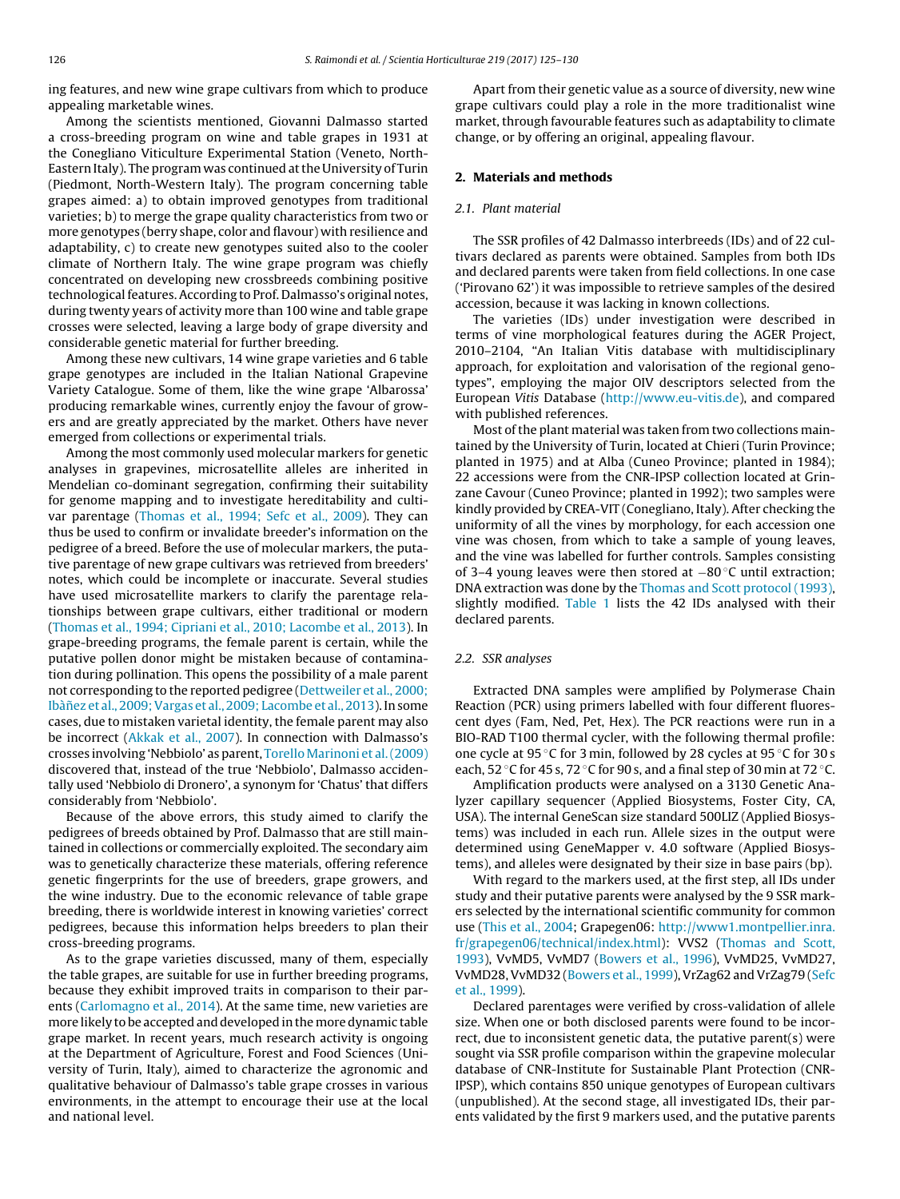ing features, and new wine grape cultivars from which to produce appealing marketable wines.

Among the scientists mentioned, Giovanni Dalmasso started a cross-breeding program on wine and table grapes in 1931 at the Conegliano Viticulture Experimental Station (Veneto, North-Eastern Italy). The program was continued at the University of Turin (Piedmont, North-Western Italy). The program concerning table grapes aimed: a) to obtain improved genotypes from traditional varieties; b) to merge the grape quality characteristics from two or more genotypes (berry shape, color and flavour) with resilience and adaptability, c) to create new genotypes suited also to the cooler climate of Northern Italy. The wine grape program was chiefly concentrated on developing new crossbreeds combining positive technological features. According to Prof. Dalmasso's original notes, during twenty years of activity more than 100 wine and table grape crosses were selected, leaving a large body of grape diversity and considerable genetic material for further breeding.

Among these new cultivars, 14 wine grape varieties and 6 table grape genotypes are included in the Italian National Grapevine Variety Catalogue. Some of them, like the wine grape 'Albarossa' producing remarkable wines, currently enjoy the favour of growers and are greatly appreciated by the market. Others have never emerged from collections or experimental trials.

Among the most commonly used molecular markers for genetic analyses in grapevines, microsatellite alleles are inherited in Mendelian co-dominant segregation, confirming their suitability for genome mapping and to investigate hereditability and cultivar parentage (Thomas et al., 1994; Sefc et al., 2009). They can thus be used to confirm or invalidate breeder's information on the pedigree of a breed. Before the use of molecular markers, the putative parentage of new grape cultivars was retrieved from breeders' notes, which could be incomplete or inaccurate. Several studies have used microsatellite markers to clarify the parentage relationships between grape cultivars, either traditional or modern (Thomas et al., 1994; Cipriani et al., 2010; Lacombe et al., 2013). In grape-breeding programs, the female parent is certain, while the putative pollen donor might be mistaken because of contamination during pollination. This opens the possibility of a male parent not corresponding to the reported pedigree (Dettweiler et al., 2000; Ibàñez et al., 2009; Vargas et al., 2009; Lacombe et al., 2013). In some cases, due to mistaken varietal identity, the female parent may also be incorrect (Akkak et al., 2007). In connection with Dalmasso's crosses involving 'Nebbiolo' as parent, Torello Marinoni et al. (2009) discovered that, instead of the true 'Nebbiolo', Dalmasso accidentally used 'Nebbiolo di Dronero', a synonym for 'Chatus' that differs considerably from 'Nebbiolo'.

Because of the above errors, this study aimed to clarify the pedigrees of breeds obtained by Prof. Dalmasso that are still maintained in collections or commercially exploited. The secondary aim was to genetically characterize these materials, offering reference genetic fingerprints for the use of breeders, grape growers, and the wine industry. Due to the economic relevance of table grape breeding, there is worldwide interest in knowing varieties' correct pedigrees, because this information helps breeders to plan their cross-breeding programs.

As to the grape varieties discussed, many of them, especially the table grapes, are suitable for use in further breeding programs, because they exhibit improved traits in comparison to their parents (Carlomagno et al., 2014). At the same time, new varieties are more likely to be accepted and developed in the more dynamic table grape market. In recent years, much research activity is ongoing at the Department of Agriculture, Forest and Food Sciences (University of Turin, Italy), aimed to characterize the agronomic and qualitative behaviour of Dalmasso's table grape crosses in various environments, in the attempt to encourage their use at the local and national level.

Apart from their genetic value as a source of diversity, new wine grape cultivars could play a role in the more traditionalist wine market, through favourable features such as adaptability to climate change, or by offering an original, appealing flavour.

## 2. Materials and methods

### 2.1. Plant material

The SSR profiles of 42 Dalmasso interbreeds (IDs) and of 22 cultivars declared as parents were obtained. Samples from both IDs and declared parents were taken from field collections. In one case ('Pirovano 62') it was impossible to retrieve samples of the desired accession, because it was lacking in known collections.

The varieties (IDs) under investigation were described in terms of vine morphological features during the AGER Project, 2010–2104, "An Italian Vitis database with multidisciplinary approach, for exploitation and valorisation of the regional genotypes", employing the major OIV descriptors selected from the European *Vitis* Database (http://www.eu-vitis.de), and compared with published references.

Most of the plant material was taken from two collections maintained by the University of Turin, located at Chieri (Turin Province; planted in 1975) and at Alba (Cuneo Province; planted in 1984); 22 accessions were from the CNR-IPSP collection located at Grinzane Cavour (Cuneo Province; planted in 1992); two samples were kindly provided by CREA-VIT (Conegliano, Italy). After checking the uniformity of all the vines by morphology, for each accession one vine was chosen, from which to take a sample of young leaves, and the vine was labelled for further controls. Samples consisting of 3–4 young leaves were then stored at −80 °C until extraction; DNA extraction was done by the Thomas and Scott protocol (1993), slightly modified. Table 1 lists the 42 IDs analysed with their declared parents.

### 2.2. SSR analyses

Extracted DNA samples were amplified by Polymerase Chain Reaction (PCR) using primers labelled with four different fluorescent dyes (Fam, Ned, Pet, Hex). The PCR reactions were run in a BIO-RAD T100 thermal cycler, with the following thermal profile: one cycle at 95 °C for 3 min, followed by 28 cycles at 95 °C for 30 s each, 52 °C for 45 s, 72 °C for 90 s, and a final step of 30 min at 72 °C.

Amplification products were analysed on a 3130 Genetic Analyzer capillary sequencer (Applied Biosystems, Foster City, CA, USA). The internal GeneScan size standard 500LIZ (Applied Biosystems) was included in each run. Allele sizes in the output were determined using GeneMapper v. 4.0 software (Applied Biosystems), and alleles were designated by their size in base pairs (bp).

With regard to the markers used, at the first step, all IDs under study and their putative parents were analysed by the 9 SSR markers selected by the international scientific community for common use (This et al., 2004; Grapegen06: http://www1.montpellier.inra.fr/grapegen06/technical/index.html): VVS2 (Thomas and Scott, 1993), VvMD5, VvMD7 (Bowers et al., 1996), VvMD25, VvMD27, VvMD28, VvMD32 (Bowers et al., 1999), VrZag62 and VrZag79 (Sefc et al., 1999).

Declared parentages were verified by cross-validation of allele size. When one or both disclosed parents were found to be incorrect, due to inconsistent genetic data, the putative parent(s) were sought via SSR profile comparison within the grapevine molecular database of CNR-Institute for Sustainable Plant Protection (CNR-IPSP), which contains 850 unique genotypes of European cultivars (unpublished). At the second stage, all investigated IDs, their parents validated by the first 9 markers used, and the putative parents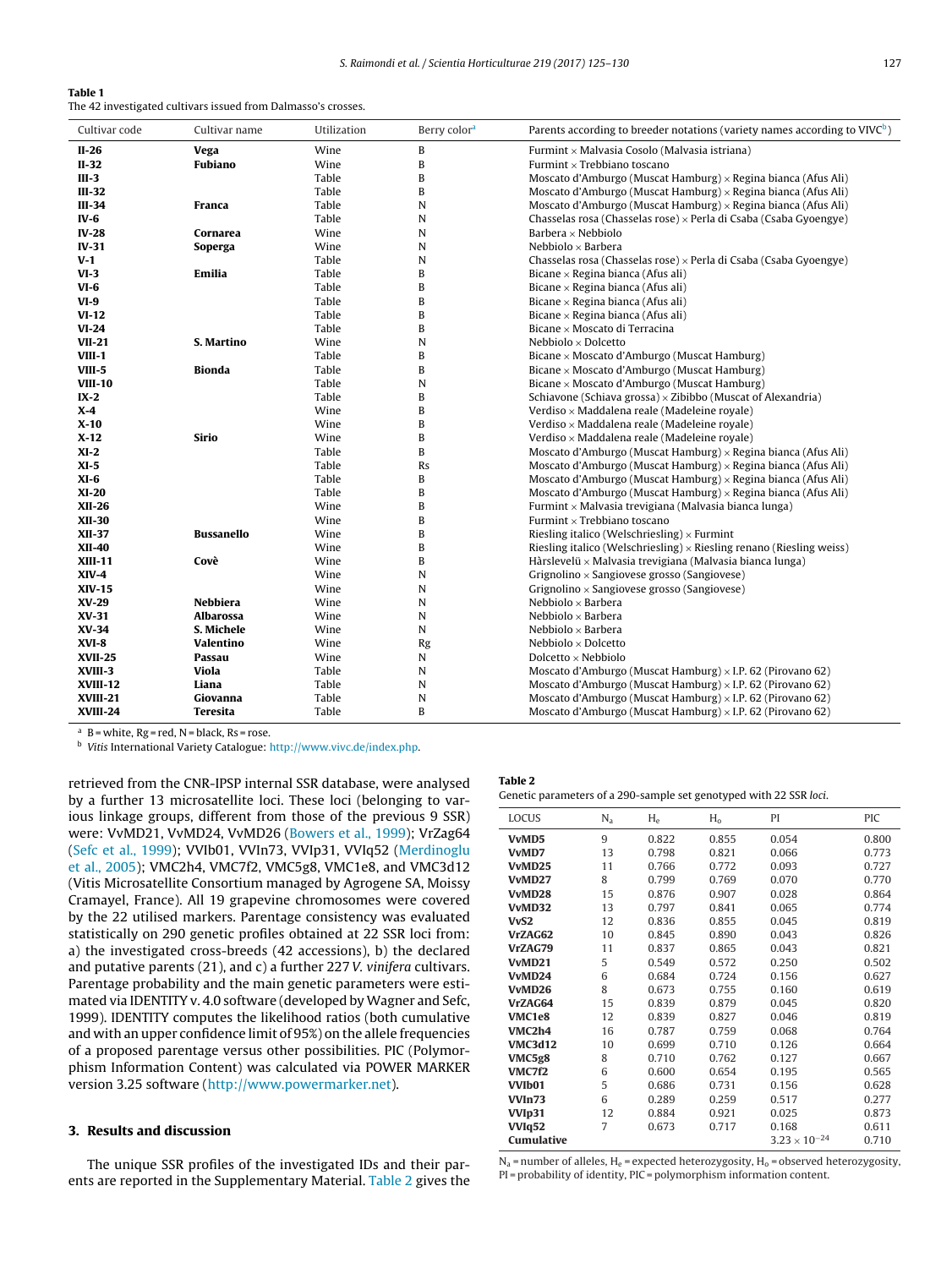**Table 1**
The 42 investigated cultivars issued from Dalmasso's crosses.

| Cultivar code | Cultivar name | Utilization | Berry color[a] | Parents according to breeder notations (variety names according to VIVC[b]) |
|---|---|---|---|---|
| **II-26** | **Vega** | Wine | B | Furmint × Malvasia Cosolo (Malvasia istriana) |
| **II-32** | **Fubiano** | Wine | B | Furmint × Trebbiano toscano |
| **III-3** | | Table | B | Moscato d'Amburgo (Muscat Hamburg) × Regina bianca (Afus Ali) |
| **III-32** | | Table | B | Moscato d'Amburgo (Muscat Hamburg) × Regina bianca (Afus Ali) |
| **III-34** | **Franca** | Table | N | Moscato d'Amburgo (Muscat Hamburg) × Regina bianca (Afus Ali) |
| **IV-6** | | Table | N | Chasselas rosa (Chasselas rose) × Perla di Csaba (Csaba Gyoengye) |
| **IV-28** | **Cornarea** | Wine | N | Barbera × Nebbiolo |
| **IV-31** | **Soperga** | Wine | N | Nebbiolo × Barbera |
| **V-1** | | Table | N | Chasselas rosa (Chasselas rose) × Perla di Csaba (Csaba Gyoengye) |
| **VI-3** | **Emilia** | Table | B | Bicane × Regina bianca (Afus ali) |
| **VI-6** | | Table | B | Bicane × Regina bianca (Afus ali) |
| **VI-9** | | Table | B | Bicane × Regina bianca (Afus ali) |
| **VI-12** | | Table | B | Bicane × Regina bianca (Afus ali) |
| **VI-24** | | Table | B | Bicane × Moscato di Terracina |
| **VII-21** | **S. Martino** | Wine | N | Nebbiolo × Dolcetto |
| **VIII-1** | | Table | B | Bicane × Moscato d'Amburgo (Muscat Hamburg) |
| **VIII-5** | **Bionda** | Table | B | Bicane × Moscato d'Amburgo (Muscat Hamburg) |
| **VIII-10** | | Table | N | Bicane × Moscato d'Amburgo (Muscat Hamburg) |
| **IX-2** | | Table | B | Schiavone (Schiava grossa) × Zibibbo (Muscat of Alexandria) |
| **X-4** | | Wine | B | Verdiso × Maddalena reale (Madeleine royale) |
| **X-10** | | Wine | B | Verdiso × Maddalena reale (Madeleine royale) |
| **X-12** | **Sirio** | Wine | B | Verdiso × Maddalena reale (Madeleine royale) |
| **XI-2** | | Table | B | Moscato d'Amburgo (Muscat Hamburg) × Regina bianca (Afus Ali) |
| **XI-5** | | Table | Rs | Moscato d'Amburgo (Muscat Hamburg) × Regina bianca (Afus Ali) |
| **XI-6** | | Table | B | Moscato d'Amburgo (Muscat Hamburg) × Regina bianca (Afus Ali) |
| **XI-20** | | Table | B | Moscato d'Amburgo (Muscat Hamburg) × Regina bianca (Afus Ali) |
| **XII-26** | | Wine | B | Furmint × Malvasia trevigiana (Malvasia bianca lunga) |
| **XII-30** | | Wine | B | Furmint × Trebbiano toscano |
| **XII-37** | **Bussanello** | Wine | B | Riesling italico (Welschriesling) × Furmint |
| **XII-40** | | Wine | B | Riesling italico (Welschriesling) × Riesling renano (Riesling weiss) |
| **XIII-11** | **Covè** | Wine | B | Hàrslevelü × Malvasia trevigiana (Malvasia bianca lunga) |
| **XIV-4** | | Wine | N | Grignolino × Sangiovese grosso (Sangiovese) |
| **XIV-15** | | Wine | N | Grignolino × Sangiovese grosso (Sangiovese) |
| **XV-29** | **Nebbiera** | Wine | N | Nebbiolo × Barbera |
| **XV-31** | **Albarossa** | Wine | N | Nebbiolo × Barbera |
| **XV-34** | **S. Michele** | Wine | N | Nebbiolo × Barbera |
| **XVI-8** | **Valentino** | Wine | Rg | Nebbiolo × Dolcetto |
| **XVII-25** | **Passau** | Wine | N | Dolcetto × Nebbiolo |
| **XVIII-3** | **Viola** | Table | N | Moscato d'Amburgo (Muscat Hamburg) × I.P. 62 (Pirovano 62) |
| **XVIII-12** | **Liana** | Table | N | Moscato d'Amburgo (Muscat Hamburg) × I.P. 62 (Pirovano 62) |
| **XVIII-21** | **Giovanna** | Table | N | Moscato d'Amburgo (Muscat Hamburg) × I.P. 62 (Pirovano 62) |
| **XVIII-24** | **Teresita** | Table | B | Moscato d'Amburgo (Muscat Hamburg) × I.P. 62 (Pirovano 62) |

[a] B = white, Rg = red, N = black, Rs = rose.
[b] *Vitis* International Variety Catalogue: http://www.vivc.de/index.php.

retrieved from the CNR-IPSP internal SSR database, were analysed by a further 13 microsatellite loci. These loci (belonging to various linkage groups, different from those of the previous 9 SSR) were: VvMD21, VvMD24, VvMD26 (Bowers et al., 1999); VrZag64 (Sefc et al., 1999); VVIb01, VVIn73, VVIp31, VVIq52 (Merdinoglu et al., 2005); VMC2h4, VMC7f2, VMC5g8, VMC1e8, and VMC3d12 (Vitis Microsatellite Consortium managed by Agrogene SA, Moissy Cramayel, France). All 19 grapevine chromosomes were covered by the 22 utilised markers. Parentage consistency was evaluated statistically on 290 genetic profiles obtained at 22 SSR loci from: a) the investigated cross-breeds (42 accessions), b) the declared and putative parents (21), and c) a further 227 *V. vinifera* cultivars. Parentage probability and the main genetic parameters were estimated via IDENTITY v. 4.0 software (developed by Wagner and Sefc, 1999). IDENTITY computes the likelihood ratios (both cumulative and with an upper confidence limit of 95%) on the allele frequencies of a proposed parentage versus other possibilities. PIC (Polymorphism Information Content) was calculated via POWER MARKER version 3.25 software (http://www.powermarker.net).

## 3. Results and discussion

The unique SSR profiles of the investigated IDs and their parents are reported in the Supplementary Material. Table 2 gives the

**Table 2**
Genetic parameters of a 290-sample set genotyped with 22 SSR *loci*.

| LOCUS | $N_a$ | $H_e$ | $H_o$ | PI | PIC |
|---|---|---|---|---|---|
| **VvMD5** | 9 | 0.822 | 0.855 | 0.054 | 0.800 |
| **VvMD7** | 13 | 0.798 | 0.821 | 0.066 | 0.773 |
| **VvMD25** | 11 | 0.766 | 0.772 | 0.093 | 0.727 |
| **VvMD27** | 8 | 0.799 | 0.769 | 0.070 | 0.770 |
| **VvMD28** | 15 | 0.876 | 0.907 | 0.028 | 0.864 |
| **VvMD32** | 13 | 0.797 | 0.841 | 0.065 | 0.774 |
| **VvS2** | 12 | 0.836 | 0.855 | 0.045 | 0.819 |
| **VrZAG62** | 10 | 0.845 | 0.890 | 0.043 | 0.826 |
| **VrZAG79** | 11 | 0.837 | 0.865 | 0.043 | 0.821 |
| **VvMD21** | 5 | 0.549 | 0.572 | 0.250 | 0.502 |
| **VvMD24** | 6 | 0.684 | 0.724 | 0.156 | 0.627 |
| **VvMD26** | 8 | 0.673 | 0.755 | 0.160 | 0.619 |
| **VrZAG64** | 15 | 0.839 | 0.879 | 0.045 | 0.820 |
| **VMC1e8** | 12 | 0.839 | 0.827 | 0.046 | 0.819 |
| **VMC2h4** | 16 | 0.787 | 0.759 | 0.068 | 0.764 |
| **VMC3d12** | 10 | 0.699 | 0.710 | 0.126 | 0.664 |
| **VMC5g8** | 8 | 0.710 | 0.762 | 0.127 | 0.667 |
| **VMC7f2** | 6 | 0.600 | 0.654 | 0.195 | 0.565 |
| **VVIb01** | 5 | 0.686 | 0.731 | 0.156 | 0.628 |
| **VVIn73** | 6 | 0.289 | 0.259 | 0.517 | 0.277 |
| **VVIp31** | 12 | 0.884 | 0.921 | 0.025 | 0.873 |
| **VVIq52** | 7 | 0.673 | 0.717 | 0.168 | 0.611 |
| **Cumulative** | | | | $3.23 \times 10^{-24}$ | 0.710 |

$N_a$ = number of alleles, $H_e$ = expected heterozygosity, $H_o$ = observed heterozygosity, PI = probability of identity, PIC = polymorphism information content.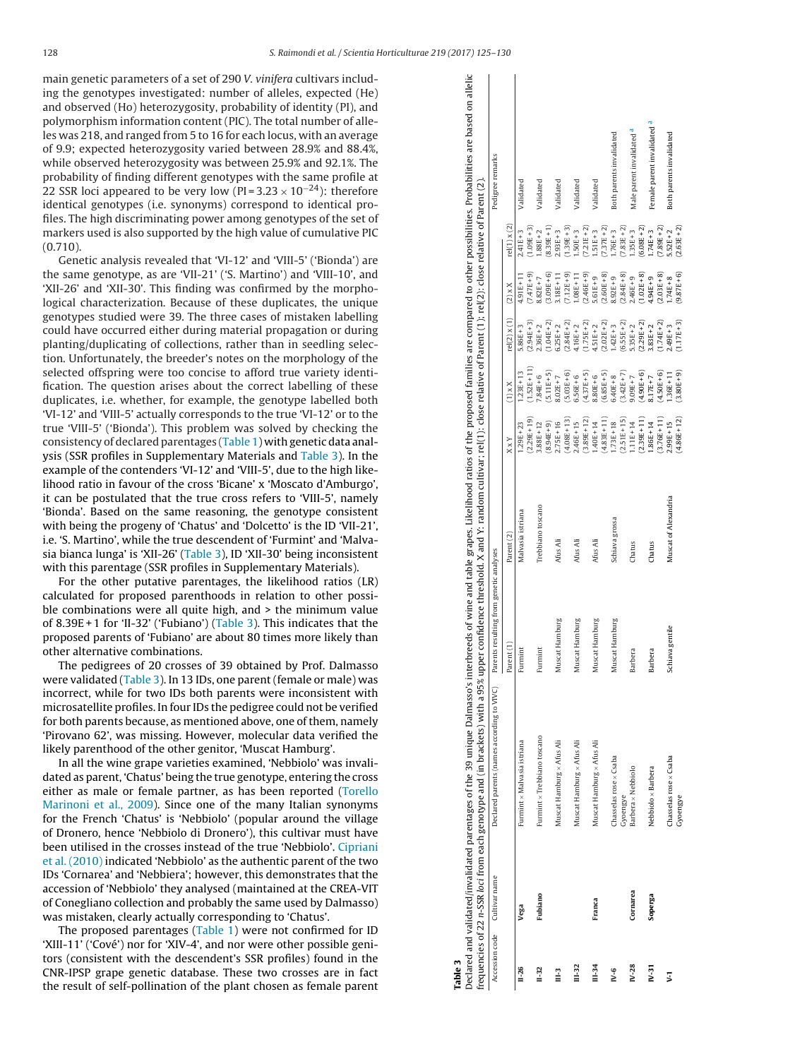main genetic parameters of a set of 290 *V. vinifera* cultivars including the genotypes investigated: number of alleles, expected (He) and observed (Ho) heterozygosity, probability of identity (PI), and polymorphism information content (PIC). The total number of alleles was 218, and ranged from 5 to 16 for each locus, with an average of 9.9; expected heterozygosity varied between 28.9% and 88.4%, while observed heterozygosity was between 25.9% and 92.1%. The probability of finding different genotypes with the same profile at 22 SSR loci appeared to be very low ($PI = 3.23 \times 10^{-24}$): therefore identical genotypes (i.e. synonyms) correspond to identical profiles. The high discriminating power among genotypes of the set of markers used is also supported by the high value of cumulative PIC (0.710).

Genetic analysis revealed that 'VI-12' and 'VIII-5' ('Bionda') are the same genotype, as are 'VII-21' ('S. Martino') and 'VIII-10', and 'XII-26' and 'XII-30'. This finding was confirmed by the morphological characterization. Because of these duplicates, the unique genotypes studied were 39. The three cases of mistaken labelling could have occurred either during material propagation or during planting/duplicating of collections, rather than in seedling selection. Unfortunately, the breeder's notes on the morphology of the selected offspring were too concise to afford true variety identification. The question arises about the correct labelling of these duplicates, i.e. whether, for example, the genotype labelled both 'VI-12' and 'VIII-5' actually corresponds to the true 'VI-12' or to the true 'VIII-5' ('Bionda'). This problem was solved by checking the consistency of declared parentages (Table 1) with genetic data analysis (SSR profiles in Supplementary Materials and Table 3). In the example of the contenders 'VI-12' and 'VIII-5', due to the high likelihood ratio in favour of the cross 'Bicane' x 'Moscato d'Amburgo', it can be postulated that the true cross refers to 'VIII-5', namely 'Bionda'. Based on the same reasoning, the genotype consistent with being the progeny of 'Chatus' and 'Dolcetto' is the ID 'VII-21', i.e. 'S. Martino', while the true descendent of 'Furmint' and 'Malvasia bianca lunga' is 'XII-26' (Table 3), ID 'XII-30' being inconsistent with this parentage (SSR profiles in Supplementary Materials).

For the other putative parentages, the likelihood ratios (LR) calculated for proposed parenthoods in relation to other possible combinations were all quite high, and > the minimum value of 8.39E+1 for 'II-32' ('Fubiano') (Table 3). This indicates that the proposed parents of 'Fubiano' are about 80 times more likely than other alternative combinations.

The pedigrees of 20 crosses of 39 obtained by Prof. Dalmasso were validated (Table 3). In 13 IDs, one parent (female or male) was incorrect, while for two IDs both parents were inconsistent with microsatellite profiles. In four IDs the pedigree could not be verified for both parents because, as mentioned above, one of them, namely 'Pirovano 62', was missing. However, molecular data verified the likely parenthood of the other genitor, 'Muscat Hamburg'.

In all the wine grape varieties examined, 'Nebbiolo' was invalidated as parent, 'Chatus' being the true genotype, entering the cross either as male or female partner, as has been reported (Torello Marinoni et al., 2009). Since one of the many Italian synonyms for the French 'Chatus' is 'Nebbiolo' (popular around the village of Dronero, hence 'Nebbiolo di Dronero'), this cultivar must have been utilised in the crosses instead of the true 'Nebbiolo'. Cipriani et al. (2010) indicated 'Nebbiolo' as the authentic parent of the two IDs 'Cornarea' and 'Nebbiera'; however, this demonstrates that the accession of 'Nebbiolo' they analysed (maintained at the CREA-VIT of Conegliano collection and probably the same used by Dalmasso) was mistaken, clearly actually corresponding to 'Chatus'.

The proposed parentages (Table 1) were not confirmed for ID 'XIII-11' ('Covè') nor for 'XIV-4', and nor were other possible genitors (consistent with the descendent's SSR profiles) found in the CNR-IPSP grape genetic database. These two crosses are in fact the result of self-pollination of the plant chosen as female parent

**Table 3**
Declared and validated/invalidated parentages of the 39 unique Dalmasso's interbreeds of wine and table grapes. Likelihood ratios of the proposed families are compared to other possibilities. Probabilities are based on allelic frequencies of 22 n-SSR *loci* from each genotype and (in brackets) with a 95% upper confidence threshold. X and Y: random cultivar; rel(1): close relative of Parent (1); rel(2): close relative of Parent (2).

| Accession code | Cultivar name | Declared parents (names according to VIVC) | Parents resulting from genetic analyses | | X x Y | (1) x X | rel(2) x (1) | (2) x X | rel(1) x (2) | Pedigree remarks |
|---|---|---|---|---|---|---|---|---|---|---|
| | | | Parent (1) | Parent (2) | | | | | | |
| II-26 | **Vega** | Furmint × Malvasia istriana | Furmint | Malvasia istriana | 1.29E+23 (2.29E+19) | 1.23E+13 (1.52E+11) | 5.86E+3 (2.94E+3) | 4.91E+11 (7.47E+9) | 2.41E+3 (1.09E+3) | Validated |
| II-32 | **Fubiano** | Furmint × Trebbiano toscano | Furmint | Trebbiano toscano | 3.88E+12 (8.94E+9) | 7.84E+6 (5.11E+5) | 2.36E+2 (1.04E+2) | 8.82E+7 (3.09E+6) | 1.88E+2 (8.39E+1) | Validated |
| III-3 | | Muscat Hamburg × Afus Ali | Muscat Hamburg | Afus Ali | 2.75E+16 (4.08E+13) | 8.02E+7 (5.03E+6) | 6.25E+2 (2.84E+2) | 3.18E+11 (7.12E+9) | 2.93E+3 (1.39E+3) | Validated |
| III-32 | | Muscat Hamburg × Afus Ali | Muscat Hamburg | Afus Ali | 2.46E+15 (3.89E+12) | 6.56E+6 (4.37E+5) | 4.16E+2 (1.75E+2) | 1.08E+11 (2.46E+9) | 1.50E+3 (7.21E+2) | Validated |
| III-34 | **Franca** | Muscat Hamburg × Afus Ali | Muscat Hamburg | Afus Ali | 1.40E+14 (4.83E+11) | 8.80E+6 (6.85E+5) | 4.51E+2 (2.02E+2) | 5.61E+9 (2.60E+8) | 1.51E+3 (7.37E+2) | Validated |
| IV-6 | | Chasselas rose × Csaba Gyoengye | Muscat Hamburg | Schiava grossa | 1.73E+18 (2.51E+15) | 6.40E+8 (3.42E+7) | 1.42E+3 (6.55E+2) | 8.92E+9 (2.84E+8) | 1.76E+3 (7.93E+2) | Both parents invalidated |
| IV-28 | **Cornarea** | Barbera × Nebbiolo | Barbera | Chatus | 1.11E+14 (2.39E+11) | 9.09E+7 (4.90E+6) | 5.35E+2 (2.29E+2) | 2.46E+9 (1.02E+8) | 1.35E+3 (6.08E+2) | Male parent invalidated [a] |
| IV-31 | **Soperga** | Nebbiolo × Barbera | Barbera | Chatus | 1.86E+14 (3.76E+11) | 8.17E+7 (4.50E+6) | 3.83E+2 (1.74E+2) | 4.94E+9 (2.03E+8) | 1.74E+3 (7.89E+2) | Female parent invalidated [a] |
| V-1 | | Chasselas rose × Csaba Gyoengye | Schiava gentile | Muscat of Alexandria | 2.99E+15 (4.86E+12) | 1.36E+11 (3.80E+9) | 2.49E+3 (1.17E+3) | 1.74E+8 (9.87E+6) | 5.52E+2 (2.63E+2) | Both parents invalidated |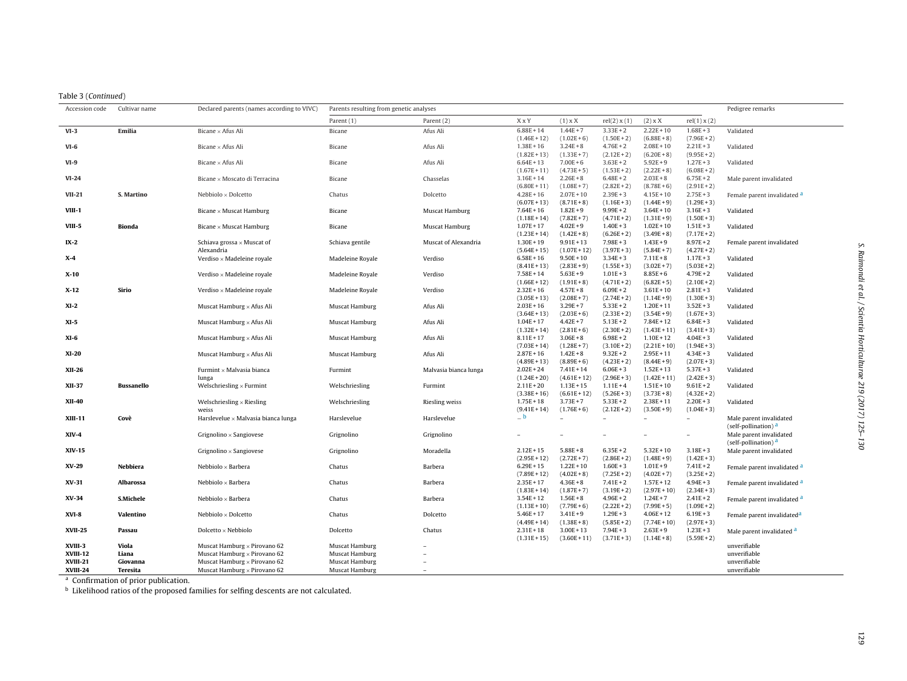Table 3 (*Continued*)

| Accession code | Cultivar name | Declared parents (names according to VIVC) | Parents resulting from genetic analyses | | | | | | | Pedigree remarks |
|---|---|---|---|---|---|---|---|---|---|---|
| | | | Parent (1) | Parent (2) | X x Y | (1) x X | rel(2) x (1) | (2) x X | rel(1) x (2) | |
| VI-3 | Emilia | Bicane × Afus Ali | Bicane | Afus Ali | 6.88E+14 (1.46E+12) | 1.44E+7 (1.02E+6) | 3.33E+2 (1.50E+2) | 2.22E+10 (6.88E+8) | 1.68E+3 (7.96E+2) | Validated |
| VI-6 | | Bicane × Afus Ali | Bicane | Afus Ali | 1.38E+16 (1.82E+13) | 3.24E+8 (1.33E+7) | 4.76E+2 (2.12E+2) | 2.08E+10 (6.20E+8) | 2.21E+3 (9.95E+2) | Validated |
| VI-9 | | Bicane × Afus Ali | Bicane | Afus Ali | 6.64E+13 (1.67E+11) | 7.00E+6 (4.73E+5) | 3.63E+2 (1.53E+2) | 5.92E+9 (2.22E+8) | 1.27E+3 (6.08E+2) | Validated |
| VI-24 | | Bicane × Moscato di Terracina | Bicane | Chasselas | 3.16E+14 (6.80E+11) | 2.26E+8 (1.08E+7) | 6.48E+2 (2.82E+2) | 2.03E+8 (8.78E+6) | 6.75E+2 (2.91E+2) | Male parent invalidated |
| VII-21 | S. Martino | Nebbiolo × Dolcetto | Chatus | Dolcetto | 4.28E+16 (6.07E+13) | 2.07E+10 (8.71E+8) | 2.39E+3 (1.16E+3) | 4.15E+10 (1.44E+9) | 2.75E+3 (1.29E+3) | Female parent invalidated [a] |
| VIII-1 | | Bicane × Muscat Hamburg | Bicane | Muscat Hamburg | 7.64E+16 (1.18E+14) | 1.82E+9 (7.82E+7) | 9.99E+2 (4.71E+2) | 3.64E+10 (1.31E+9) | 3.16E+3 (1.50E+3) | Validated |
| VIII-5 | Bionda | Bicane × Muscat Hamburg | Bicane | Muscat Hamburg | 1.07E+17 (1.23E+14) | 4.02E+9 (1.42E+8) | 1.40E+3 (6.26E+2) | 1.02E+10 (3.49E+8) | 1.51E+3 (7.17E+2) | Validated |
| IX-2 | | Schiava grossa × Muscat of Alexandria | Schiava gentile | Muscat of Alexandria | 1.30E+19 (5.64E+15) | 9.91E+13 (1.07E+12) | 7.98E+3 (3.97E+3) | 1.43E+9 (5.84E+7) | 8.97E+2 (4.27E+2) | Female parent invalidated |
| X-4 | | Verdiso × Madeleine royale | Madeleine Royale | Verdiso | 6.58E+16 (8.41E+13) | 9.50E+10 (2.83E+9) | 3.34E+3 (1.55E+3) | 7.11E+8 (3.02E+7) | 1.17E+3 (5.03E+2) | Validated |
| X-10 | | Verdiso × Madeleine royale | Madeleine Royale | Verdiso | 7.58E+14 (1.66E+12) | 5.63E+9 (1.91E+8) | 1.01E+3 (4.71E+2) | 8.85E+6 (6.82E+5) | 4.79E+2 (2.10E+2) | Validated |
| X-12 | Sirio | Verdiso × Madeleine royale | Madeleine Royale | Verdiso | 2.32E+16 (3.05E+13) | 4.57E+8 (2.08E+7) | 6.09E+2 (2.74E+2) | 3.61E+10 (1.14E+9) | 2.81E+3 (1.30E+3) | Validated |
| XI-2 | | Muscat Hamburg × Afus Ali | Muscat Hamburg | Afus Ali | 2.03E+16 (3.64E+13) | 3.29E+7 (2.03E+6) | 5.33E+2 (2.33E+2) | 1.20E+11 (3.54E+9) | 3.52E+3 (1.67E+3) | Validated |
| XI-5 | | Muscat Hamburg × Afus Ali | Muscat Hamburg | Afus Ali | 1.04E+17 (1.32E+14) | 4.42E+7 (2.81E+6) | 5.13E+2 (2.30E+2) | 7.84E+12 (1.43E+11) | 6.84E+3 (3.41E+3) | Validated |
| XI-6 | | Muscat Hamburg × Afus Ali | Muscat Hamburg | Afus Ali | 8.11E+17 (7.03E+14) | 3.06E+8 (1.28E+7) | 6.98E+2 (3.10E+2) | 1.10E+12 (2.21E+10) | 4.04E+3 (1.94E+3) | Validated |
| XI-20 | | Muscat Hamburg × Afus Ali | Muscat Hamburg | Afus Ali | 2.87E+16 (4.89E+13) | 1.42E+8 (8.89E+6) | 9.32E+2 (4.23E+2) | 2.95E+11 (8.44E+9) | 4.34E+3 (2.07E+3) | Validated |
| XII-26 | | Furmint × Malvasia bianca lunga | Furmint | Malvasia bianca lunga | 2.02E+24 (1.24E+20) | 7.41E+14 (4.61E+12) | 6.06E+3 (2.96E+3) | 1.52E+13 (1.42E+11) | 5.37E+3 (2.42E+3) | Validated |
| XII-37 | Bussanello | Welschriesling × Furmint | Welschriesling | Furmint | 2.11E+20 (3.38E+16) | 1.13E+15 (6.61E+12) | 1.11E+4 (5.26E+3) | 1.51E+10 (3.73E+8) | 9.61E+2 (4.32E+2) | Validated |
| XII-40 | | Welschriesling × Riesling weiss | Welschriesling | Riesling weiss | 1.75E+18 (9.41E+14) | 3.73E+7 (1.76E+6) | 5.33E+2 (2.12E+2) | 2.38E+11 (3.50E+9) | 2.20E+3 (1.04E+3) | Validated |
| XIII-11 | Covè | Harslevelue × Malvasia bianca lunga | Harslevelue | Harslevelue | – [b] | – | – | – | – | Male parent invalidated (self-pollination) [a] |
| XIV-4 | | Grignolino × Sangiovese | Grignolino | Grignolino | – | – | – | – | – | Male parent invalidated (self-pollination) [a] |
| XIV-15 | | Grignolino × Sangiovese | Grignolino | Moradella | 2.12E+15 (2.95E+12) | 5.88E+8 (2.72E+7) | 6.35E+2 (2.86E+2) | 5.32E+10 (1.48E+9) | 3.18E+3 (1.42E+3) | Male parent invalidated |
| XV-29 | Nebbiera | Nebbiolo × Barbera | Chatus | Barbera | 6.29E+15 (7.89E+12) | 1.22E+10 (4.02E+8) | 1.60E+3 (7.25E+2) | 1.01E+9 (4.02E+7) | 7.41E+2 (3.25E+2) | Female parent invalidated [a] |
| XV-31 | Albarossa | Nebbiolo × Barbera | Chatus | Barbera | 2.35E+17 (1.83E+14) | 4.36E+8 (1.87E+7) | 7.41E+2 (3.19E+2) | 1.57E+12 (2.97E+10) | 4.94E+3 (2.34E+3) | Female parent invalidated [a] |
| XV-34 | S.Michele | Nebbiolo × Barbera | Chatus | Barbera | 3.54E+12 (1.13E+10) | 1.56E+8 (7.79E+6) | 4.96E+2 (2.22E+2) | 1.24E+7 (7.99E+5) | 2.41E+2 (1.09E+2) | Female parent invalidated [a] |
| XVI-8 | Valentino | Nebbiolo × Dolcetto | Chatus | Dolcetto | 5.46E+17 (4.49E+14) | 3.41E+9 (1.38E+8) | 1.29E+3 (5.85E+2) | 4.06E+12 (7.74E+10) | 6.19E+3 (2.97E+3) | Female parent invalidated [a] |
| XVII-25 | Passau | Dolcetto × Nebbiolo | Dolcetto | Chatus | 2.31E+18 (1.31E+15) | 3.00E+13 (3.60E+11) | 7.94E+3 (3.71E+3) | 2.63E+9 (1.14E+8) | 1.23E+3 (5.59E+2) | Male parent invalidated [a] |
| XVIII-3 | Viola | Muscat Hamburg × Pirovano 62 | Muscat Hamburg | – | | | | | | unverifiable |
| XVIII-12 | Liana | Muscat Hamburg × Pirovano 62 | Muscat Hamburg | – | | | | | | unverifiable |
| XVIII-21 | Giovanna | Muscat Hamburg × Pirovano 62 | Muscat Hamburg | – | | | | | | unverifiable |
| XVIII-24 | Teresita | Muscat Hamburg × Pirovano 62 | Muscat Hamburg | – | | | | | | unverifiable |

[a] Confirmation of prior publication.

[b] Likelihood ratios of the proposed families for selfing descents are not calculated.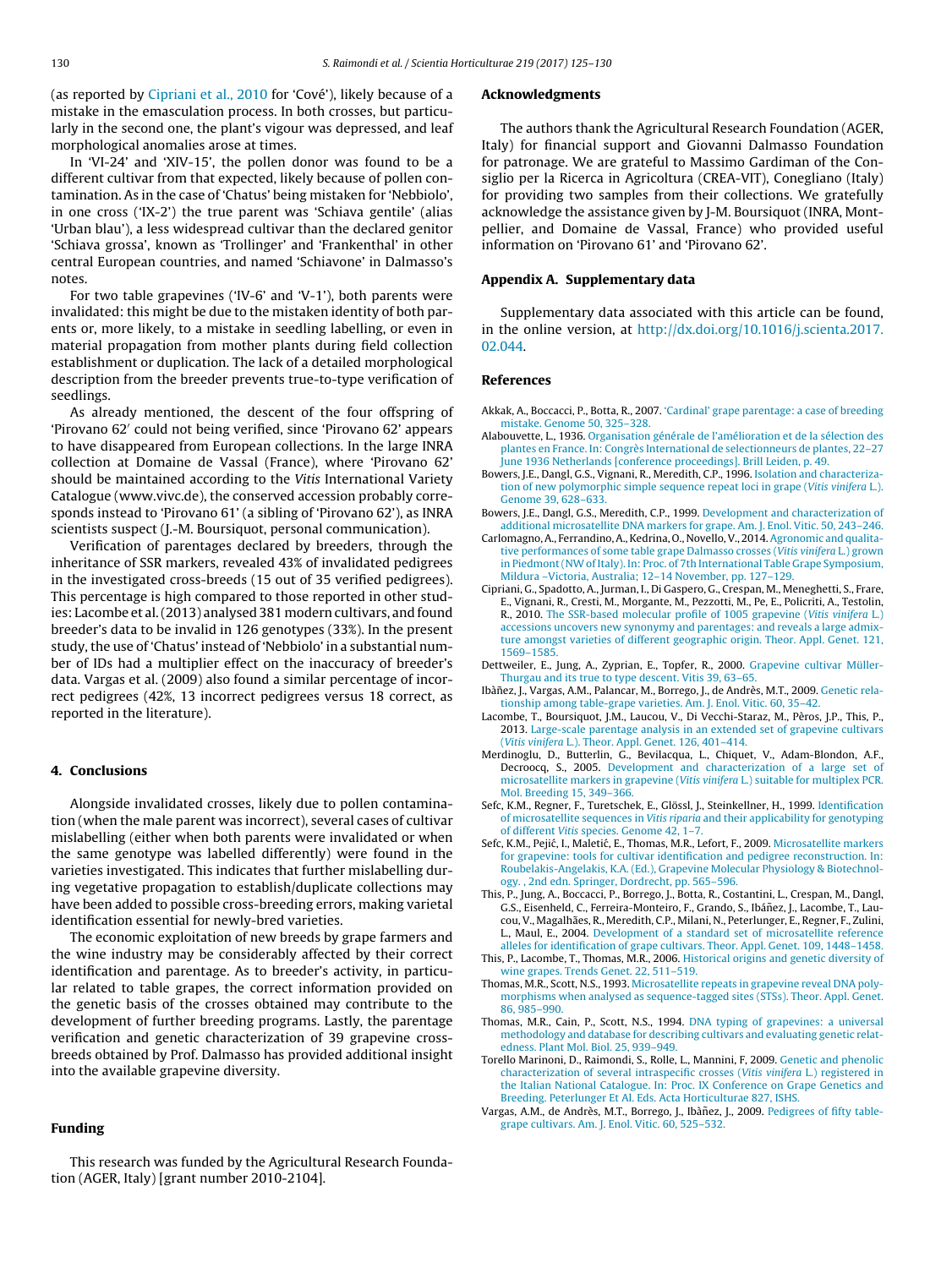(as reported by Cipriani et al., 2010 for 'Covè'), likely because of a mistake in the emasculation process. In both crosses, but particularly in the second one, the plant's vigour was depressed, and leaf morphological anomalies arose at times.

In 'VI-24' and 'XIV-15', the pollen donor was found to be a different cultivar from that expected, likely because of pollen contamination. As in the case of 'Chatus' being mistaken for 'Nebbiolo', in one cross ('IX-2') the true parent was 'Schiava gentile' (alias 'Urban blau'), a less widespread cultivar than the declared genitor 'Schiava grossa', known as 'Trollinger' and 'Frankenthal' in other central European countries, and named 'Schiavone' in Dalmasso's notes.

For two table grapevines ('IV-6' and 'V-1'), both parents were invalidated: this might be due to the mistaken identity of both parents or, more likely, to a mistake in seedling labelling, or even in material propagation from mother plants during field collection establishment or duplication. The lack of a detailed morphological description from the breeder prevents true-to-type verification of seedlings.

As already mentioned, the descent of the four offspring of 'Pirovano 62' could not being verified, since 'Pirovano 62' appears to have disappeared from European collections. In the large INRA collection at Domaine de Vassal (France), where 'Pirovano 62' should be maintained according to the *Vitis* International Variety Catalogue (www.vivc.de), the conserved accession probably corresponds instead to 'Pirovano 61' (a sibling of 'Pirovano 62'), as INRA scientists suspect (J.-M. Boursiquot, personal communication).

Verification of parentages declared by breeders, through the inheritance of SSR markers, revealed 43% of invalidated pedigrees in the investigated cross-breeds (15 out of 35 verified pedigrees). This percentage is high compared to those reported in other studies: Lacombe et al. (2013) analysed 381 modern cultivars, and found breeder's data to be invalid in 126 genotypes (33%). In the present study, the use of 'Chatus' instead of 'Nebbiolo' in a substantial number of IDs had a multiplier effect on the inaccuracy of breeder's data. Vargas et al. (2009) also found a similar percentage of incorrect pedigrees (42%, 13 incorrect pedigrees versus 18 correct, as reported in the literature).

## 4. Conclusions

Alongside invalidated crosses, likely due to pollen contamination (when the male parent was incorrect), several cases of cultivar mislabelling (either when both parents were invalidated or when the same genotype was labelled differently) were found in the varieties investigated. This indicates that further mislabelling during vegetative propagation to establish/duplicate collections may have been added to possible cross-breeding errors, making varietal identification essential for newly-bred varieties.

The economic exploitation of new breeds by grape farmers and the wine industry may be considerably affected by their correct identification and parentage. As to breeder's activity, in particular to table grapes, the correct information provided on the genetic basis of the crosses obtained may contribute to the development of further breeding programs. Lastly, the parentage verification and genetic characterization of 39 grapevine cross-breeds obtained by Prof. Dalmasso has provided additional insight into the available grapevine diversity.

## Funding

This research was funded by the Agricultural Research Foundation (AGER, Italy) [grant number 2010-2104].

## Acknowledgments

The authors thank the Agricultural Research Foundation (AGER, Italy) for financial support and Giovanni Dalmasso Foundation for patronage. We are grateful to Massimo Gardiman of the Consiglio per la Ricerca in Agricoltura (CREA-VIT), Conegliano (Italy) for providing two samples from their collections. We gratefully acknowledge the assistance given by J-M. Boursiquot (INRA, Montpellier, and Domaine de Vassal, France) who provided useful information on 'Pirovano 61' and 'Pirovano 62'.

## Appendix A. Supplementary data

Supplementary data associated with this article can be found, in the online version, at http://dx.doi.org/10.1016/j.scienta.2017.02.044.

## References

Akkak, A., Boccacci, P., Botta, R., 2007. 'Cardinal' grape parentage: a case of breeding mistake. Genome 50, 325–328.

Alabouvette, L., 1936. Organisation générale de l'amélioration et de la sélection des plantes en France. In: Congrès International de selectionneurs de plantes, 22–27 June 1936 Netherlands [conference proceedings]. Brill Leiden, p. 49.

Bowers, J.E., Dangl, G.S., Vignani, R., Meredith, C.P., 1996. Isolation and characterization of new polymorphic simple sequence repeat loci in grape (*Vitis vinifera* L.). Genome 39, 628–633.

Bowers, J.E., Dangl, G.S., Meredith, C.P., 1999. Development and characterization of additional microsatellite DNA markers for grape. Am. J. Enol. Vitic. 50, 243–246.

Carlomagno, A., Ferrandino, A., Kedrina, O., Novello, V., 2014. Agronomic and qualitative performances of some table grape Dalmasso crosses (*Vitis vinifera* L.) grown in Piedmont (NW of Italy). In: Proc. of 7th International Table Grape Symposium, Mildura –Victoria, Australia; 12–14 November, pp. 127–129.

Cipriani, G., Spadotto, A., Jurman, I., Di Gaspero, G., Crespan, M., Meneghetti, S., Frare, E., Vignani, R., Cresti, M., Morgante, M., Pezzotti, M., Pe, E., Policriti, A., Testolin, R., 2010. The SSR-based molecular profile of 1005 grapevine (*Vitis vinifera* L.) accessions uncovers new synonymy and parentages; and reveals a large admixture amongst varieties of different geographic origin. Theor. Appl. Genet. 121, 1569–1585.

Dettweiler, E., Jung, A., Zyprian, E., Topfer, R., 2000. Grapevine cultivar Müller-Thurgau and its true to type descent. Vitis 39, 63–65.

Ibàñez, J., Vargas, A.M., Palancar, M., Borrego, J., de Andrès, M.T., 2009. Genetic relationship among table-grape varieties. Am. J. Enol. Vitic. 60, 35–42.

Lacombe, T., Boursiquot, J.M., Laucou, V., Di Vecchi-Staraz, M., Pèros, J.P., This, P., 2013. Large-scale parentage analysis in an extended set of grapevine cultivars (*Vitis vinifera* L.). Theor. Appl. Genet. 126, 401–414.

Merdinoglu, D., Butterlin, G., Bevilacqua, L., Chiquet, V., Adam-Blondon, A.F., Decroocq, S., 2005. Development and characterization of a large set of microsatellite markers in grapevine (*Vitis vinifera* L.) suitable for multiplex PCR. Mol. Breeding 15, 349–366.

Sefc, K.M., Regner, F., Turetschek, E., Glössl, J., Steinkellner, H., 1999. Identification of microsatellite sequences in *Vitis riparia* and their applicability for genotyping of different *Vitis* species. Genome 42, 1–7.

Sefc, K.M., Pejić, I., Maletić, E., Thomas, M.R., Lefort, F., 2009. Microsatellite markers for grapevine: tools for cultivar identification and pedigree reconstruction. In: Roubelakis-Angelakis, K.A. (Ed.), Grapevine Molecular Physiology & Biotechnology. , 2nd edn. Springer, Dordrecht, pp. 565–596.

This, P., Jung, A., Boccacci, P., Borrego, J., Botta, R., Costantini, L., Crespan, M., Dangl, G.S., Eisenheld, C., Ferreira-Monteiro, F., Grando, S., Ibáñez, J., Lacombe, T., Laucou, V., Magalhães, R., Meredith, C.P., Milani, N., Peterlunger, E., Regner, F., Zulini, L., Maul, E., 2004. Development of a standard set of microsatellite reference alleles for identification of grape cultivars. Theor. Appl. Genet. 109, 1448–1458.

This, P., Lacombe, T., Thomas, M.R., 2006. Historical origins and genetic diversity of wine grapes. Trends Genet. 22, 511–519.

Thomas, M.R., Scott, N.S., 1993. Microsatellite repeats in grapevine reveal DNA polymorphisms when analysed as sequence-tagged sites (STSs). Theor. Appl. Genet. 86, 985–990.

Thomas, M.R., Cain, P., Scott, N.S., 1994. DNA typing of grapevines: a universal methodology and database for describing cultivars and evaluating genetic relatedness. Plant Mol. Biol. 25, 939–949.

Torello Marinoni, D., Raimondi, S., Rolle, L., Mannini, F, 2009. Genetic and phenolic characterization of several intraspecific crosses (*Vitis vinifera* L.) registered in the Italian National Catalogue. In: Proc. IX Conference on Grape Genetics and Breeding. Peterlunger Et Al. Eds. Acta Horticulturae 827, ISHS.

Vargas, A.M., de Andrès, M.T., Borrego, J., Ibàñez, J., 2009. Pedigrees of fifty table-grape cultivars. Am. J. Enol. Vitic. 60, 525–532.